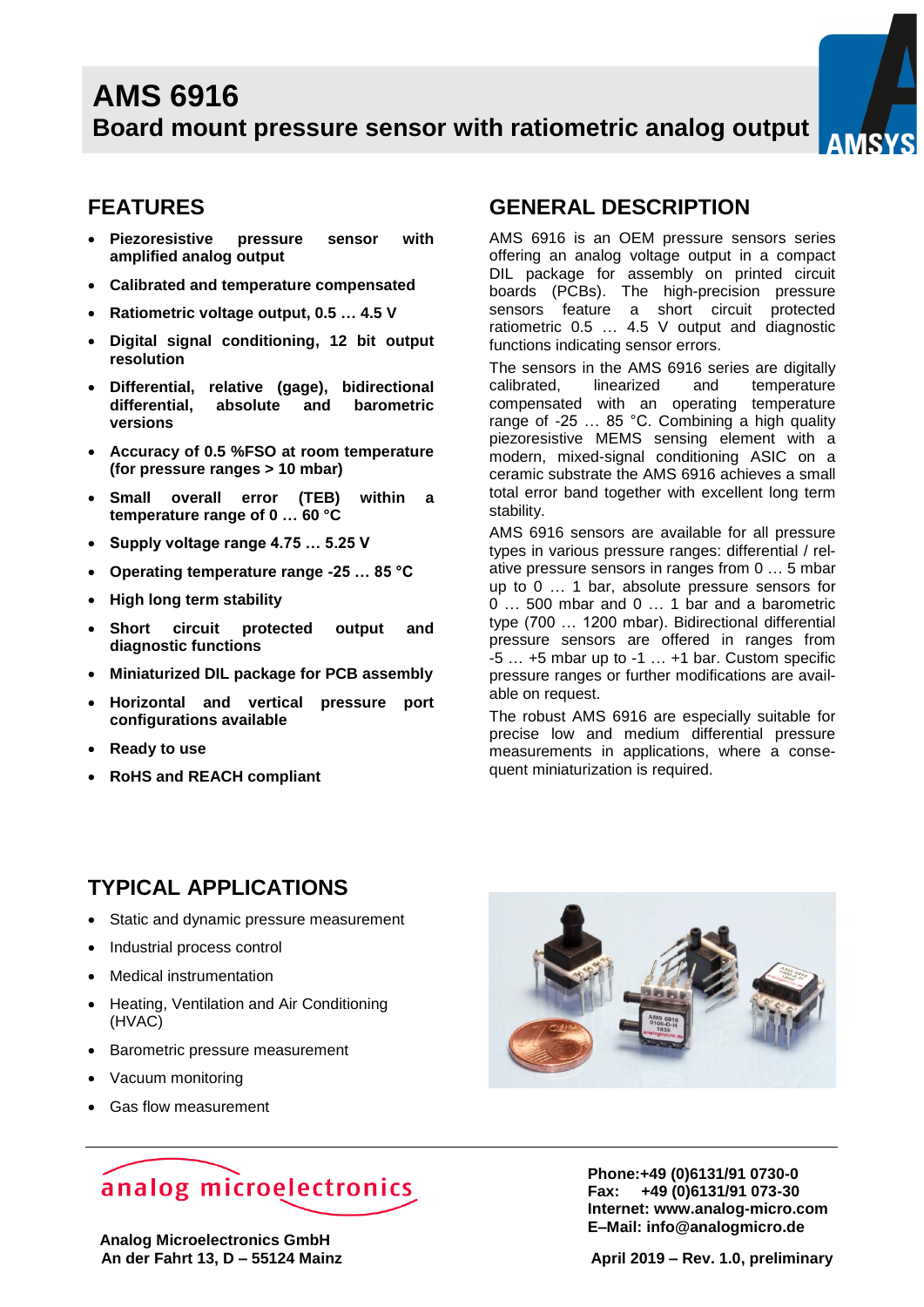# AMS 6916

## Board mount pressure sensor with ratiometric analog output

## FEATURES

- **Piezoresistive pressure sensor with amplified analog output**
- **Calibrated and temperature compensated**
- **Ratiometric voltage output, 0.5 … 4.5 V**
- **Digital signal conditioning, 12 bit output resolution**
- **Differential, relative (gage), bidirectional differential, absolute and barometric versions**
- **Accuracy of 0.5 %FSO at room temperature (for pressure ranges > 10 mbar)**
- **Small overall error (TEB) within a temperature range of 0 … 60 °C**
- **Supply voltage range 4.75 … 5.25 V**
- **Operating temperature range -25 … 85 °C**
- **High long term stability**
- **Short circuit protected output and diagnostic functions**
- **Miniaturized DIL package for PCB assembly**
- **Horizontal and vertical pressure port configurations available**
- **Ready to use**
- **RoHS and REACH compliant**

## GENERAL DESCRIPTION

AMS 6916 is an OEM pressure sensors series offering an analog voltage output in a compact DIL package for assembly on printed circuit boards (PCBs). The high-precision pressure sensors feature a short circuit protected ratiometric 0.5 … 4.5 V output and diagnostic functions indicating sensor errors.

The sensors in the AMS 6916 series are digitally calibrated, linearized and temperature compensated with an operating temperature range of -25 … 85 °C. Combining a high quality piezoresistive MEMS sensing element with a modern, mixed-signal conditioning ASIC on a ceramic substrate the AMS 6916 achieves a small total error band together with excellent long term stability.

AMS 6916 sensors are available for all pressure types in various pressure ranges: differential / relative pressure sensors in ranges from 0 … 5 mbar up to 0 … 1 bar, absolute pressure sensors for 0 … 500 mbar and 0 … 1 bar and a barometric type (700 … 1200 mbar). Bidirectional differential pressure sensors are offered in ranges from -5 … +5 mbar up to -1 … +1 bar. Custom specific pressure ranges or further modifications are available on request.

The robust AMS 6916 are especially suitable for precise low and medium differential pressure measurements in applications, where a consequent miniaturization is required.

## TYPICAL APPLICATIONS

- Static and dynamic pressure measurement
- Industrial process control
- Medical instrumentation
- Heating, Ventilation and Air Conditioning (HVAC)
- Barometric pressure measurement
- Vacuum monitoring
- Gas flow measurement

**Analog Microelectronics GmbH**
**An der Fahrt 13, D – 55124 Mainz**

**Phone:+49 (0)6131/91 0730-0**
**Fax: +49 (0)6131/91 073-30**
**Internet: www.analog-micro.com**
**E–Mail: info@analogmicro.de**

**April 2019 – Rev. 1.0, preliminary**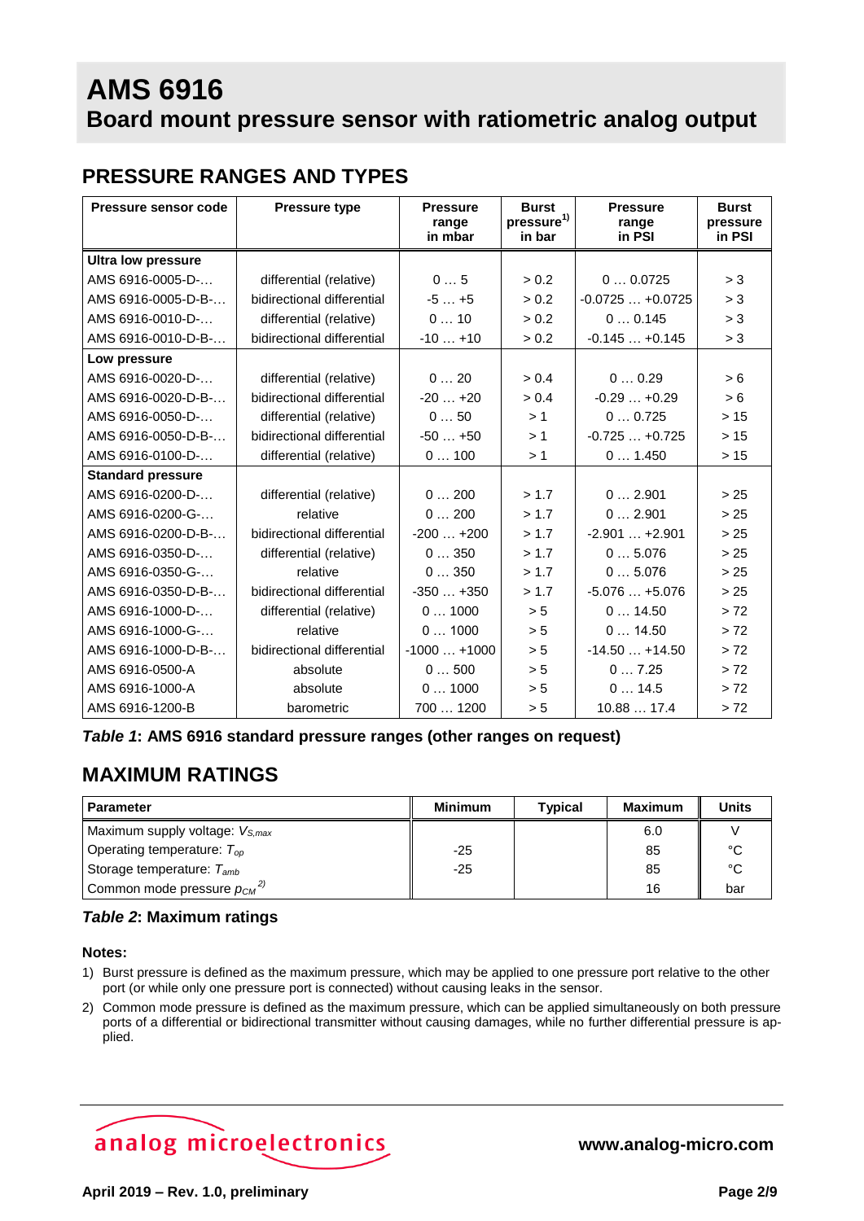# AMS 6916
## Board mount pressure sensor with ratiometric analog output

## PRESSURE RANGES AND TYPES

| Pressure sensor code | Pressure type | Pressure range in mbar | Burst pressure[1] in bar | Pressure range in PSI | Burst pressure in PSI |
|---|---|---|---|---|---|
| **Ultra low pressure** | | | | | |
| AMS 6916-0005-D-… | differential (relative) | 0 … 5 | > 0.2 | 0 … 0.0725 | > 3 |
| AMS 6916-0005-D-B-… | bidirectional differential | -5 … +5 | > 0.2 | -0.0725 … +0.0725 | > 3 |
| AMS 6916-0010-D-… | differential (relative) | 0 … 10 | > 0.2 | 0 … 0.145 | > 3 |
| AMS 6916-0010-D-B-… | bidirectional differential | -10 … +10 | > 0.2 | -0.145 … +0.145 | > 3 |
| **Low pressure** | | | | | |
| AMS 6916-0020-D-… | differential (relative) | 0 … 20 | > 0.4 | 0 … 0.29 | > 6 |
| AMS 6916-0020-D-B-… | bidirectional differential | -20 … +20 | > 0.4 | -0.29 … +0.29 | > 6 |
| AMS 6916-0050-D-… | differential (relative) | 0 … 50 | > 1 | 0 … 0.725 | > 15 |
| AMS 6916-0050-D-B-… | bidirectional differential | -50 … +50 | > 1 | -0.725 … +0.725 | > 15 |
| AMS 6916-0100-D-… | differential (relative) | 0 … 100 | > 1 | 0 … 1.450 | > 15 |
| **Standard pressure** | | | | | |
| AMS 6916-0200-D-… | differential (relative) | 0 … 200 | > 1.7 | 0 … 2.901 | > 25 |
| AMS 6916-0200-G-… | relative | 0 … 200 | > 1.7 | 0 … 2.901 | > 25 |
| AMS 6916-0200-D-B-… | bidirectional differential | -200 … +200 | > 1.7 | -2.901 … +2.901 | > 25 |
| AMS 6916-0350-D-… | differential (relative) | 0 … 350 | > 1.7 | 0 … 5.076 | > 25 |
| AMS 6916-0350-G-… | relative | 0 … 350 | > 1.7 | 0 … 5.076 | > 25 |
| AMS 6916-0350-D-B-… | bidirectional differential | -350 … +350 | > 1.7 | -5.076 … +5.076 | > 25 |
| AMS 6916-1000-D-… | differential (relative) | 0 … 1000 | > 5 | 0 … 14.50 | > 72 |
| AMS 6916-1000-G-… | relative | 0 … 1000 | > 5 | 0 … 14.50 | > 72 |
| AMS 6916-1000-D-B-… | bidirectional differential | -1000 … +1000 | > 5 | -14.50 … +14.50 | > 72 |
| AMS 6916-0500-A | absolute | 0 … 500 | > 5 | 0 … 7.25 | > 72 |
| AMS 6916-1000-A | absolute | 0 … 1000 | > 5 | 0 … 14.5 | > 72 |
| AMS 6916-1200-B | barometric | 700 … 1200 | > 5 | 10.88 … 17.4 | > 72 |

***Table 1*: AMS 6916 standard pressure ranges (other ranges on request)**

## MAXIMUM RATINGS

| Parameter | Minimum | Typical | Maximum | Units |
|---|---|---|---|---|
| Maximum supply voltage: $V_{S,max}$ | | | 6.0 | V |
| Operating temperature: $T_{op}$ | -25 | | 85 | °C |
| Storage temperature: $T_{amb}$ | -25 | | 85 | °C |
| Common mode pressure $p_{CM}$ [2] | | | 16 | bar |

***Table 2*: Maximum ratings**

**Notes:**

1) Burst pressure is defined as the maximum pressure, which may be applied to one pressure port relative to the other port (or while only one pressure port is connected) without causing leaks in the sensor.
2) Common mode pressure is defined as the maximum pressure, which can be applied simultaneously on both pressure ports of a differential or bidirectional transmitter without causing damages, while no further differential pressure is applied.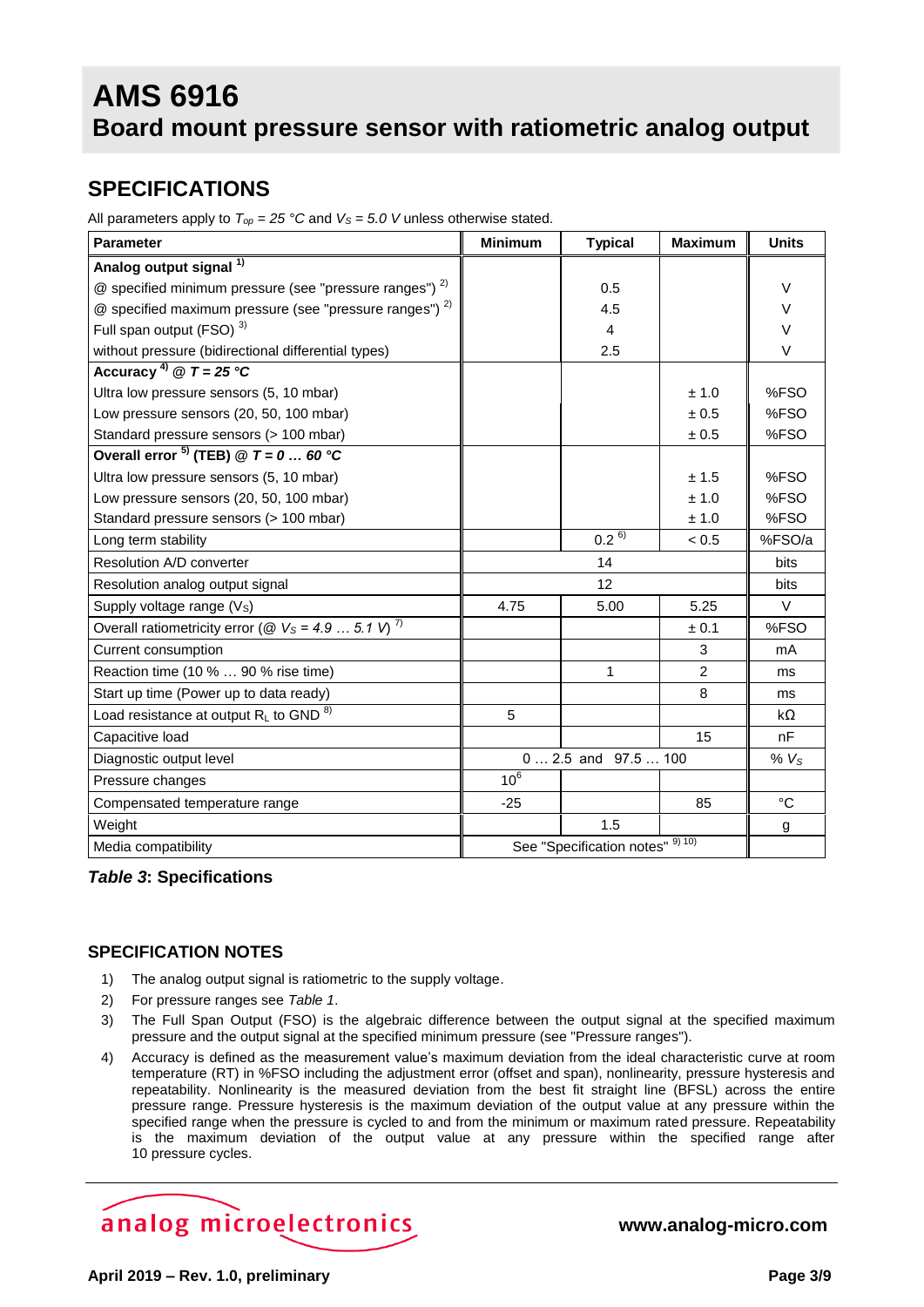# AMS 6916

## Board mount pressure sensor with ratiometric analog output

## SPECIFICATIONS

All parameters apply to $T_{op}$ = *25 °C* and $V_S$ = *5.0 V* unless otherwise stated.

| Parameter | Minimum | Typical | Maximum | Units |
|---|---|---|---|---|
| **Analog output signal** [1] | | | | |
| @ specified minimum pressure (see "pressure ranges") [2] | | 0.5 | | V |
| @ specified maximum pressure (see "pressure ranges") [2] | | 4.5 | | V |
| Full span output (FSO) [3] | | 4 | | V |
| without pressure (bidirectional differential types) | | 2.5 | | V |
| **Accuracy** [4] **@ *T = 25 °C*** | | | | |
| Ultra low pressure sensors (5, 10 mbar) | | | ± 1.0 | %FSO |
| Low pressure sensors (20, 50, 100 mbar) | | | ± 0.5 | %FSO |
| Standard pressure sensors (> 100 mbar) | | | ± 0.5 | %FSO |
| **Overall error** [5] **(TEB) @ *T = 0 … 60 °C*** | | | | |
| Ultra low pressure sensors (5, 10 mbar) | | | ± 1.5 | %FSO |
| Low pressure sensors (20, 50, 100 mbar) | | | ± 1.0 | %FSO |
| Standard pressure sensors (> 100 mbar) | | | ± 1.0 | %FSO |
| Long term stability | | 0.2 [6] | < 0.5 | %FSO/a |
| Resolution A/D converter | | 14 | | bits |
| Resolution analog output signal | | 12 | | bits |
| Supply voltage range ($V_S$) | 4.75 | 5.00 | 5.25 | V |
| Overall ratiometricity error (@ $V_S$ = *4.9 … 5.1 V*) [7] | | | ± 0.1 | %FSO |
| Current consumption | | | 3 | mA |
| Reaction time (10 % … 90 % rise time) | | 1 | 2 | ms |
| Start up time (Power up to data ready) | | | 8 | ms |
| Load resistance at output $R_L$ to GND [8] | 5 | | | kΩ |
| Capacitive load | | | 15 | nF |
| Diagnostic output level | | 0 … 2.5 and 97.5 … 100 | | % $V_S$ |
| Pressure changes | $10^6$ | | | |
| Compensated temperature range | -25 | | 85 | °C |
| Weight | | 1.5 | | g |
| Media compatibility | | See "Specification notes" [9] [10] | | |

***Table 3*: Specifications**

## SPECIFICATION NOTES

1) The analog output signal is ratiometric to the supply voltage.
2) For pressure ranges see *Table 1*.
3) The Full Span Output (FSO) is the algebraic difference between the output signal at the specified maximum pressure and the output signal at the specified minimum pressure (see "Pressure ranges").
4) Accuracy is defined as the measurement value's maximum deviation from the ideal characteristic curve at room temperature (RT) in %FSO including the adjustment error (offset and span), nonlinearity, pressure hysteresis and repeatability. Nonlinearity is the measured deviation from the best fit straight line (BFSL) across the entire pressure range. Pressure hysteresis is the maximum deviation of the output value at any pressure within the specified range when the pressure is cycled to and from the minimum or maximum rated pressure. Repeatability is the maximum deviation of the output value at any pressure within the specified range after 10 pressure cycles.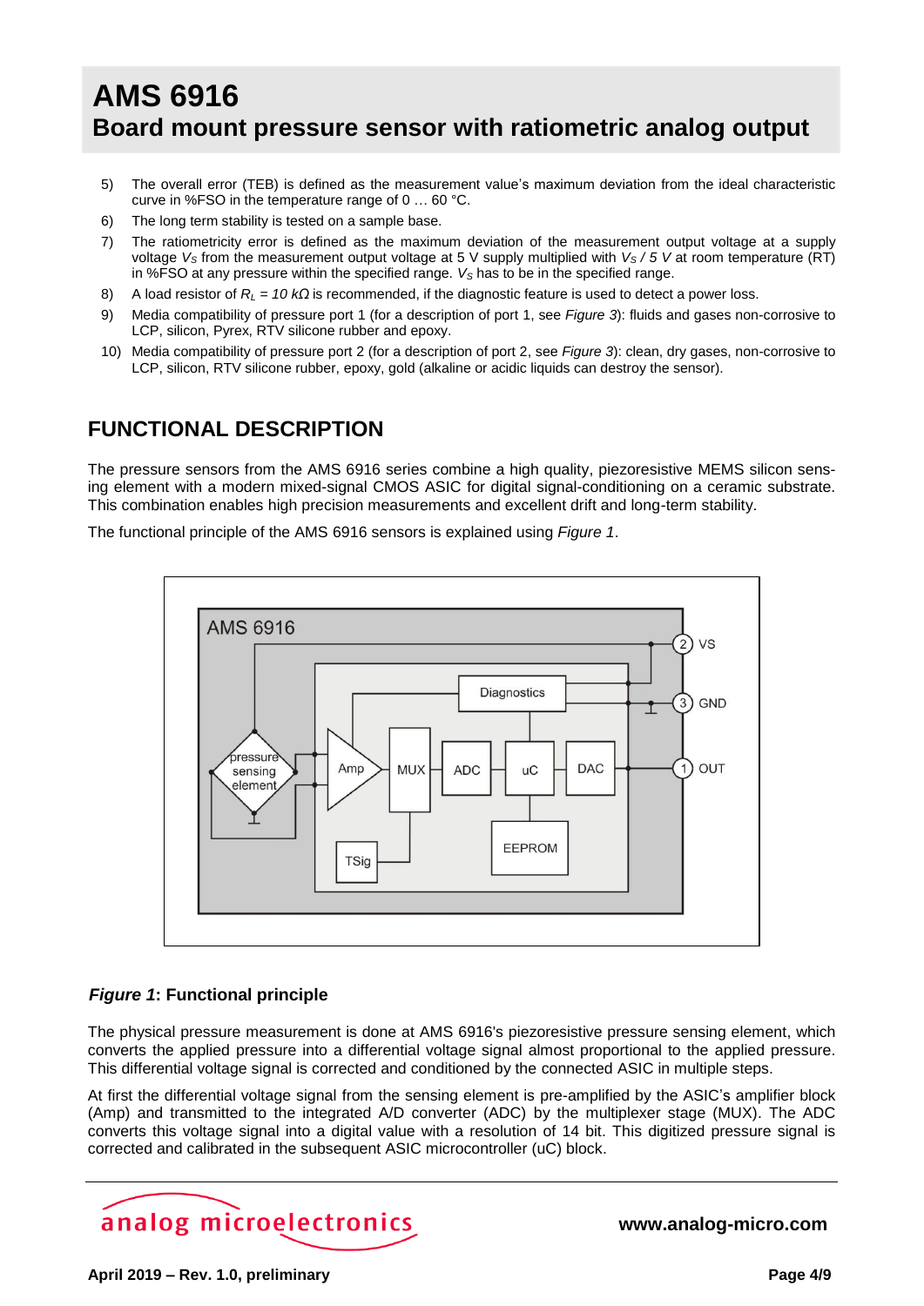5) The overall error (TEB) is defined as the measurement value's maximum deviation from the ideal characteristic curve in %FSO in the temperature range of 0 … 60 °C.
6) The long term stability is tested on a sample base.
7) The ratiometricity error is defined as the maximum deviation of the measurement output voltage at a supply voltage $V_S$ from the measurement output voltage at 5 V supply multiplied with $V_S / 5\ V$ at room temperature (RT) in %FSO at any pressure within the specified range. $V_S$ has to be in the specified range.
8) A load resistor of $R_L = 10\ k\Omega$ is recommended, if the diagnostic feature is used to detect a power loss.
9) Media compatibility of pressure port 1 (for a description of port 1, see *Figure 3*): fluids and gases non-corrosive to LCP, silicon, Pyrex, RTV silicone rubber and epoxy.
10) Media compatibility of pressure port 2 (for a description of port 2, see *Figure 3*): clean, dry gases, non-corrosive to LCP, silicon, RTV silicone rubber, epoxy, gold (alkaline or acidic liquids can destroy the sensor).

## FUNCTIONAL DESCRIPTION

The pressure sensors from the AMS 6916 series combine a high quality, piezoresistive MEMS silicon sensing element with a modern mixed-signal CMOS ASIC for digital signal-conditioning on a ceramic substrate. This combination enables high precision measurements and excellent drift and long-term stability.

The functional principle of the AMS 6916 sensors is explained using *Figure 1*.

***Figure 1*: Functional principle**

The physical pressure measurement is done at AMS 6916's piezoresistive pressure sensing element, which converts the applied pressure into a differential voltage signal almost proportional to the applied pressure. This differential voltage signal is corrected and conditioned by the connected ASIC in multiple steps.

At first the differential voltage signal from the sensing element is pre-amplified by the ASIC's amplifier block (Amp) and transmitted to the integrated A/D converter (ADC) by the multiplexer stage (MUX). The ADC converts this voltage signal into a digital value with a resolution of 14 bit. This digitized pressure signal is corrected and calibrated in the subsequent ASIC microcontroller (uC) block.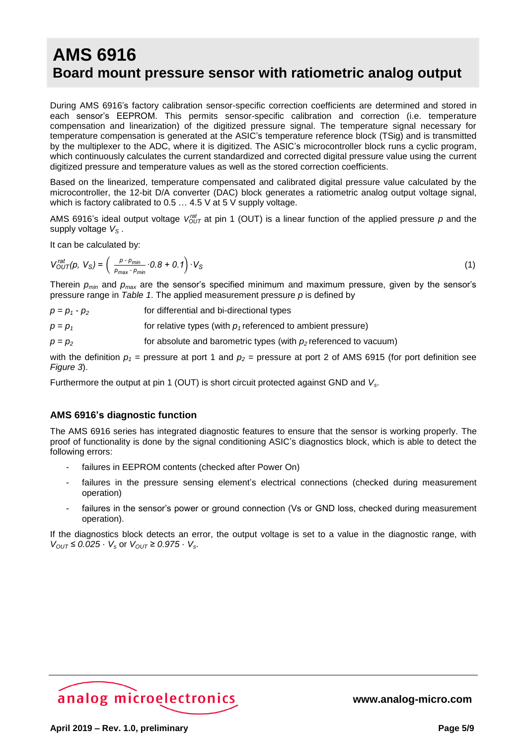# AMS 6916
## Board mount pressure sensor with ratiometric analog output

During AMS 6916's factory calibration sensor-specific correction coefficients are determined and stored in each sensor's EEPROM. This permits sensor-specific calibration and correction (i.e. temperature compensation and linearization) of the digitized pressure signal. The temperature signal necessary for temperature compensation is generated at the ASIC's temperature reference block (TSig) and is transmitted by the multiplexer to the ADC, where it is digitized. The ASIC's microcontroller block runs a cyclic program, which continuously calculates the current standardized and corrected digital pressure value using the current digitized pressure and temperature values as well as the stored correction coefficients.

Based on the linearized, temperature compensated and calibrated digital pressure value calculated by the microcontroller, the 12-bit D/A converter (DAC) block generates a ratiometric analog output voltage signal, which is factory calibrated to 0.5 … 4.5 V at 5 V supply voltage.

AMS 6916's ideal output voltage $V_{OUT}^{rat}$ at pin 1 (OUT) is a linear function of the applied pressure $p$ and the supply voltage $V_S$.

It can be calculated by:

$$V_{OUT}^{rat}(p,\ V_S) = \left( \frac{p - p_{min}}{p_{max} - p_{min}} \cdot 0.8 + 0.1 \right) \cdot V_S \qquad (1)$$

Therein $p_{min}$ and $p_{max}$ are the sensor's specified minimum and maximum pressure, given by the sensor's pressure range in *Table 1*. The applied measurement pressure $p$ is defined by

$p = p_1 - p_2$ for differential and bi-directional types

$p = p_1$ for relative types (with $p_1$ referenced to ambient pressure)

$p = p_2$ for absolute and barometric types (with $p_2$ referenced to vacuum)

with the definition $p_1$ = pressure at port 1 and $p_2$ = pressure at port 2 of AMS 6915 (for port definition see *Figure 3*).

Furthermore the output at pin 1 (OUT) is short circuit protected against GND and $V_s$.

### AMS 6916's diagnostic function

The AMS 6916 series has integrated diagnostic features to ensure that the sensor is working properly. The proof of functionality is done by the signal conditioning ASIC's diagnostics block, which is able to detect the following errors:

- failures in EEPROM contents (checked after Power On)
- failures in the pressure sensing element's electrical connections (checked during measurement operation)
- failures in the sensor's power or ground connection (Vs or GND loss, checked during measurement operation).

If the diagnostics block detects an error, the output voltage is set to a value in the diagnostic range, with $V_{OUT} \leq 0.025 \cdot V_s$ or $V_{OUT} \geq 0.975 \cdot V_s$.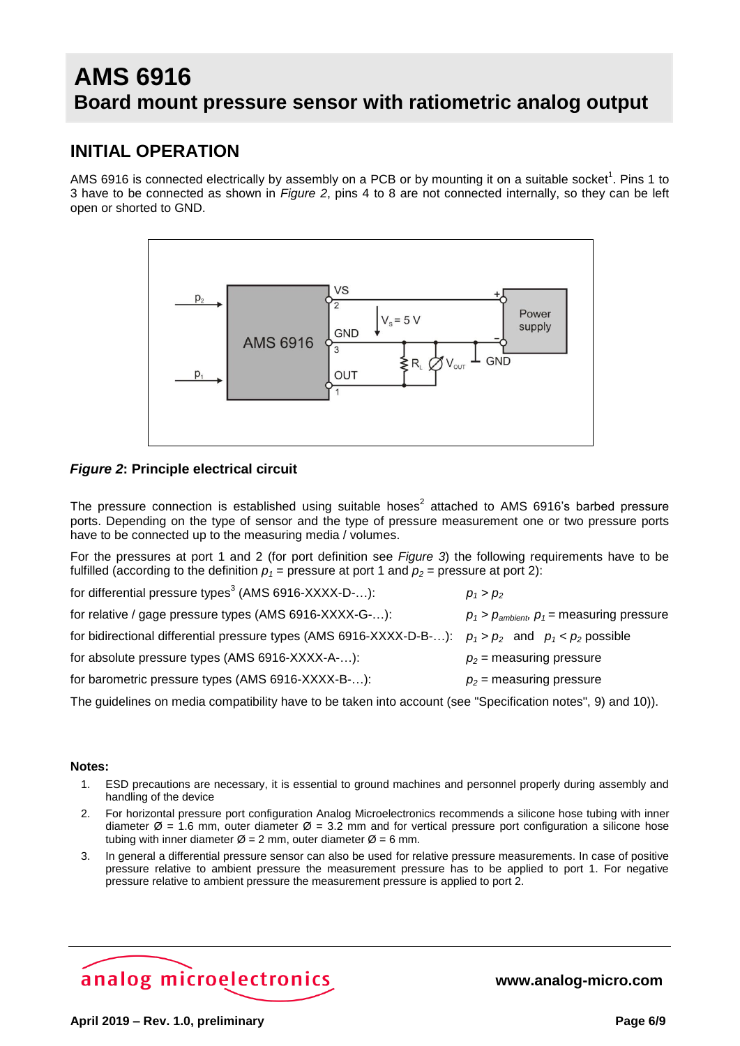# AMS 6916
## Board mount pressure sensor with ratiometric analog output

## INITIAL OPERATION

AMS 6916 is connected electrically by assembly on a PCB or by mounting it on a suitable socket[1]. Pins 1 to 3 have to be connected as shown in *Figure 2*, pins 4 to 8 are not connected internally, so they can be left open or shorted to GND.

***Figure 2*: Principle electrical circuit**

The pressure connection is established using suitable hoses[2] attached to AMS 6916's barbed pressure ports. Depending on the type of sensor and the type of pressure measurement one or two pressure ports have to be connected up to the measuring media / volumes.

For the pressures at port 1 and 2 (for port definition see *Figure 3*) the following requirements have to be fulfilled (according to the definition $p_1$ = pressure at port 1 and $p_2$ = pressure at port 2):

| | |
|---|---|
| for differential pressure types[3] (AMS 6916-XXXX-D-…): | $p_1 > p_2$ |
| for relative / gage pressure types (AMS 6916-XXXX-G-…): | $p_1 > p_{ambient}$, $p_1$ = measuring pressure |
| for bidirectional differential pressure types (AMS 6916-XXXX-D-B-…): | $p_1 > p_2$ and $p_1 < p_2$ possible |
| for absolute pressure types (AMS 6916-XXXX-A-…): | $p_2$ = measuring pressure |
| for barometric pressure types (AMS 6916-XXXX-B-…): | $p_2$ = measuring pressure |

The guidelines on media compatibility have to be taken into account (see "Specification notes", 9) and 10)).

**Notes:**

1. ESD precautions are necessary, it is essential to ground machines and personnel properly during assembly and handling of the device
2. For horizontal pressure port configuration Analog Microelectronics recommends a silicone hose tubing with inner diameter Ø = 1.6 mm, outer diameter Ø = 3.2 mm and for vertical pressure port configuration a silicone hose tubing with inner diameter Ø = 2 mm, outer diameter Ø = 6 mm.
3. In general a differential pressure sensor can also be used for relative pressure measurements. In case of positive pressure relative to ambient pressure the measurement pressure has to be applied to port 1. For negative pressure relative to ambient pressure the measurement pressure is applied to port 2.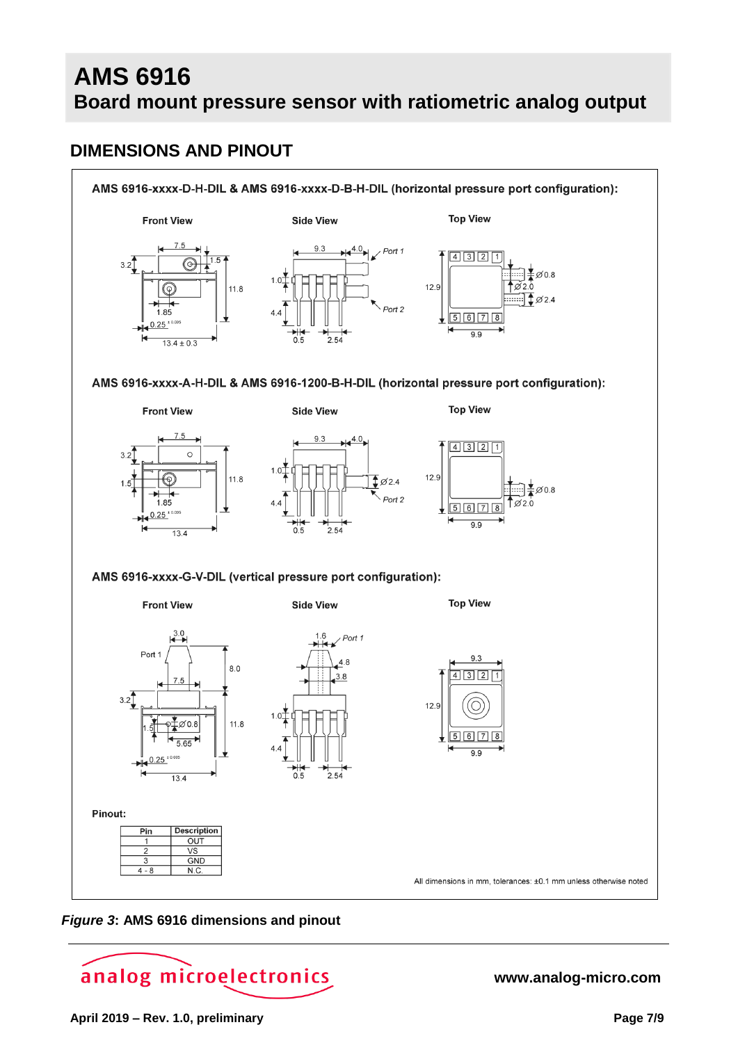## DIMENSIONS AND PINOUT

**AMS 6916-xxxx-D-H-DIL & AMS 6916-xxxx-D-B-H-DIL (horizontal pressure port configuration):**

Front View | Side View | Top View

**AMS 6916-xxxx-A-H-DIL & AMS 6916-1200-B-H-DIL (horizontal pressure port configuration):**

Front View | Side View | Top View

**AMS 6916-xxxx-G-V-DIL (vertical pressure port configuration):**

Front View | Side View | Top View

**Pinout:**

| Pin | Description |
|---|---|
| 1 | OUT |
| 2 | VS |
| 3 | GND |
| 4 - 8 | N.C. |

All dimensions in mm, tolerances: ±0.1 mm unless otherwise noted

***Figure 3*: AMS 6916 dimensions and pinout**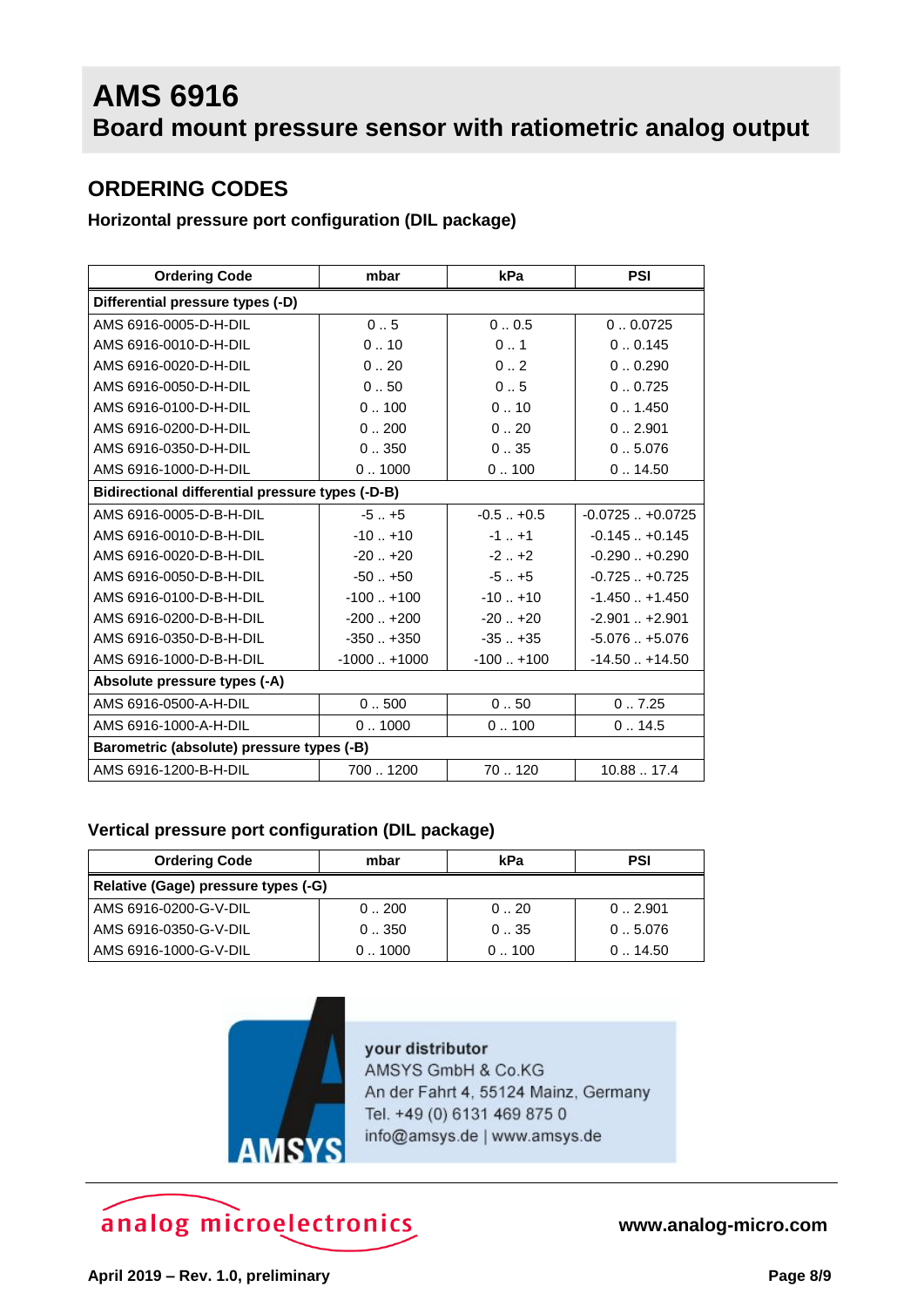# AMS 6916
## Board mount pressure sensor with ratiometric analog output

## ORDERING CODES

### Horizontal pressure port configuration (DIL package)

| Ordering Code | mbar | kPa | PSI |
|---|---|---|---|
| **Differential pressure types (-D)** | | | |
| AMS 6916-0005-D-H-DIL | 0 .. 5 | 0 .. 0.5 | 0 .. 0.0725 |
| AMS 6916-0010-D-H-DIL | 0 .. 10 | 0 .. 1 | 0 .. 0.145 |
| AMS 6916-0020-D-H-DIL | 0 .. 20 | 0 .. 2 | 0 .. 0.290 |
| AMS 6916-0050-D-H-DIL | 0 .. 50 | 0 .. 5 | 0 .. 0.725 |
| AMS 6916-0100-D-H-DIL | 0 .. 100 | 0 .. 10 | 0 .. 1.450 |
| AMS 6916-0200-D-H-DIL | 0 .. 200 | 0 .. 20 | 0 .. 2.901 |
| AMS 6916-0350-D-H-DIL | 0 .. 350 | 0 .. 35 | 0 .. 5.076 |
| AMS 6916-1000-D-H-DIL | 0 .. 1000 | 0 .. 100 | 0 .. 14.50 |
| **Bidirectional differential pressure types (-D-B)** | | | |
| AMS 6916-0005-D-B-H-DIL | -5 .. +5 | -0.5 .. +0.5 | -0.0725 .. +0.0725 |
| AMS 6916-0010-D-B-H-DIL | -10 .. +10 | -1 .. +1 | -0.145 .. +0.145 |
| AMS 6916-0020-D-B-H-DIL | -20 .. +20 | -2 .. +2 | -0.290 .. +0.290 |
| AMS 6916-0050-D-B-H-DIL | -50 .. +50 | -5 .. +5 | -0.725 .. +0.725 |
| AMS 6916-0100-D-B-H-DIL | -100 .. +100 | -10 .. +10 | -1.450 .. +1.450 |
| AMS 6916-0200-D-B-H-DIL | -200 .. +200 | -20 .. +20 | -2.901 .. +2.901 |
| AMS 6916-0350-D-B-H-DIL | -350 .. +350 | -35 .. +35 | -5.076 .. +5.076 |
| AMS 6916-1000-D-B-H-DIL | -1000 .. +1000 | -100 .. +100 | -14.50 .. +14.50 |
| **Absolute pressure types (-A)** | | | |
| AMS 6916-0500-A-H-DIL | 0 .. 500 | 0 .. 50 | 0 .. 7.25 |
| AMS 6916-1000-A-H-DIL | 0 .. 1000 | 0 .. 100 | 0 .. 14.5 |
| **Barometric (absolute) pressure types (-B)** | | | |
| AMS 6916-1200-B-H-DIL | 700 .. 1200 | 70 .. 120 | 10.88 .. 17.4 |

### Vertical pressure port configuration (DIL package)

| Ordering Code | mbar | kPa | PSI |
|---|---|---|---|
| **Relative (Gage) pressure types (-G)** | | | |
| AMS 6916-0200-G-V-DIL | 0 .. 200 | 0 .. 20 | 0 .. 2.901 |
| AMS 6916-0350-G-V-DIL | 0 .. 350 | 0 .. 35 | 0 .. 5.076 |
| AMS 6916-1000-G-V-DIL | 0 .. 1000 | 0 .. 100 | 0 .. 14.50 |

**your distributor**
AMSYS GmbH & Co.KG
An der Fahrt 4, 55124 Mainz, Germany
Tel. +49 (0) 6131 469 875 0
info@amsys.de | www.amsys.de

analog microelectronics    **www.analog-micro.com**

**April 2019 – Rev. 1.0, preliminary**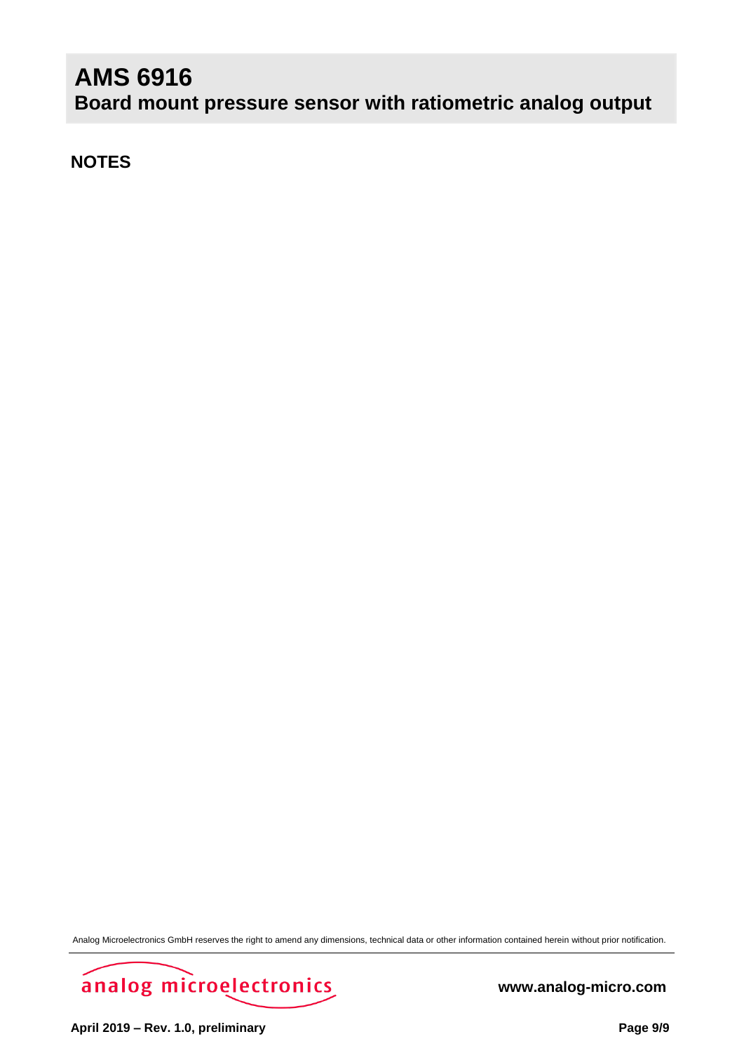## NOTES

Analog Microelectronics GmbH reserves the right to amend any dimensions, technical data or other information contained herein without prior notification.